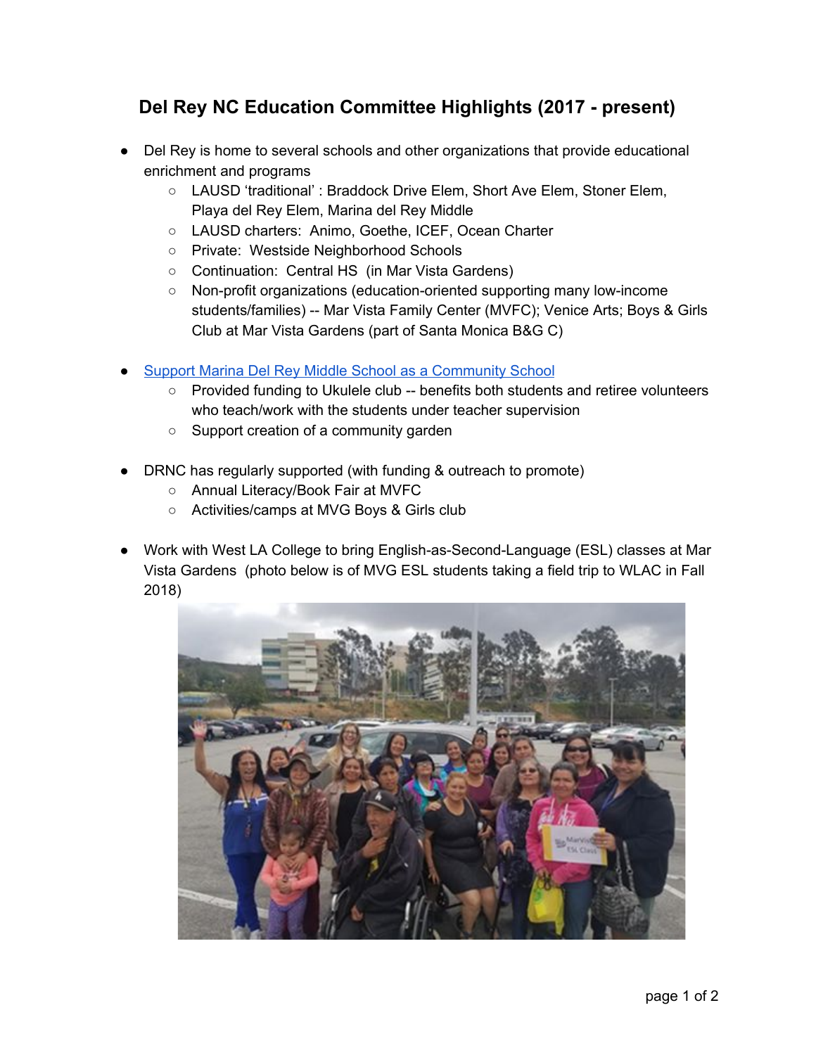# Del Rey NC Education Committee Highlights (2017 - present)

- Del Rey is home to several schools and other organizations that provide educational enrichment and programs
  - LAUSD 'traditional' : Braddock Drive Elem, Short Ave Elem, Stoner Elem, Playa del Rey Elem, Marina del Rey Middle
  - LAUSD charters: Animo, Goethe, ICEF, Ocean Charter
  - Private: Westside Neighborhood Schools
  - Continuation: Central HS (in Mar Vista Gardens)
  - Non-profit organizations (education-oriented supporting many low-income students/families) -- Mar Vista Family Center (MVFC); Venice Arts; Boys & Girls Club at Mar Vista Gardens (part of Santa Monica B&G C)

- Support Marina Del Rey Middle School as a Community School
  - Provided funding to Ukulele club -- benefits both students and retiree volunteers who teach/work with the students under teacher supervision
  - Support creation of a community garden

- DRNC has regularly supported (with funding & outreach to promote)
  - Annual Literacy/Book Fair at MVFC
  - Activities/camps at MVG Boys & Girls club

- Work with West LA College to bring English-as-Second-Language (ESL) classes at Mar Vista Gardens (photo below is of MVG ESL students taking a field trip to WLAC in Fall 2018)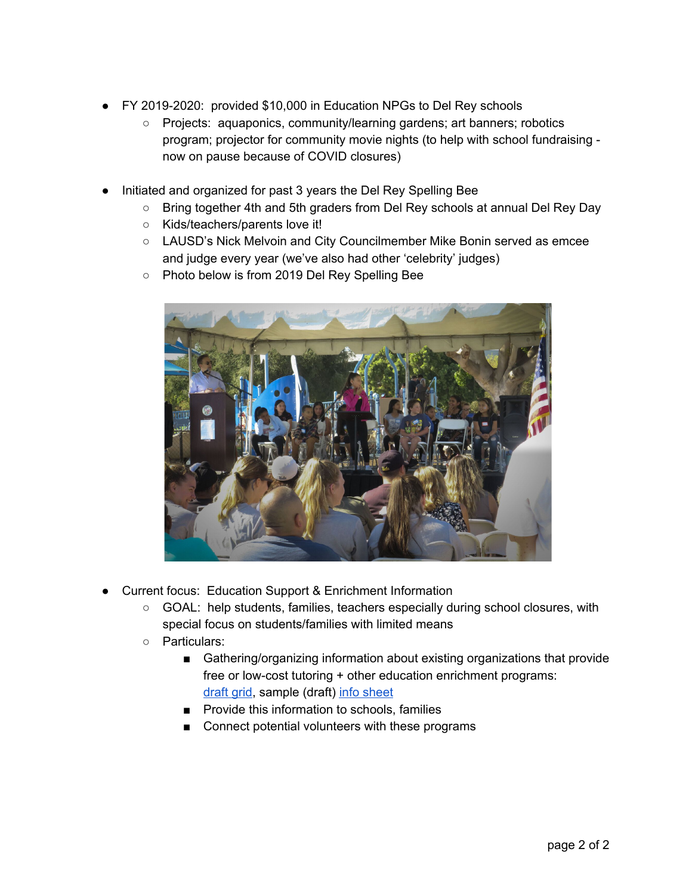- FY 2019-2020: provided $10,000 in Education NPGs to Del Rey schools
  - Projects: aquaponics, community/learning gardens; art banners; robotics program; projector for community movie nights (to help with school fundraising - now on pause because of COVID closures)

- Initiated and organized for past 3 years the Del Rey Spelling Bee
  - Bring together 4th and 5th graders from Del Rey schools at annual Del Rey Day
  - Kids/teachers/parents love it!
  - LAUSD's Nick Melvoin and City Councilmember Mike Bonin served as emcee and judge every year (we've also had other 'celebrity' judges)
  - Photo below is from 2019 Del Rey Spelling Bee

- Current focus: Education Support & Enrichment Information
  - GOAL: help students, families, teachers especially during school closures, with special focus on students/families with limited means
  - Particulars:
    - Gathering/organizing information about existing organizations that provide free or low-cost tutoring + other education enrichment programs: [draft grid](), sample (draft) [info sheet]()
    - Provide this information to schools, families
    - Connect potential volunteers with these programs